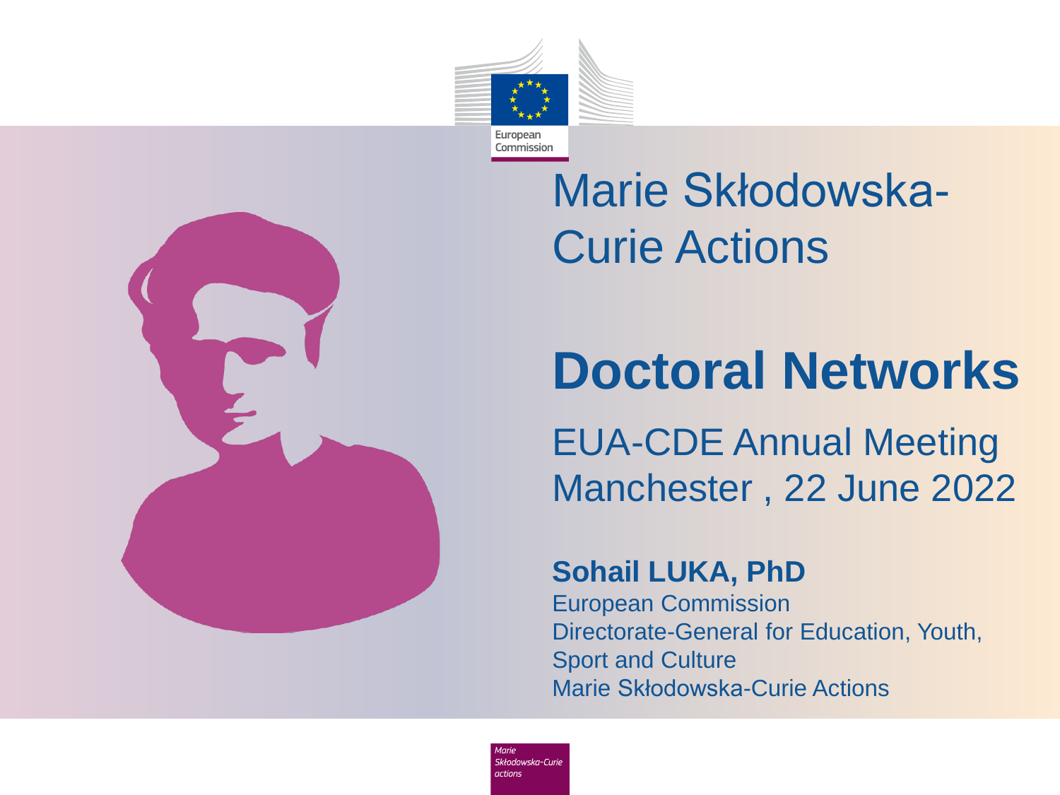European Commission

# Marie Skłodowska-Curie Actions

# Doctoral Networks

## EUA-CDE Annual Meeting
## Manchester , 22 June 2022

**Sohail LUKA, PhD**

European Commission
Directorate-General for Education, Youth, Sport and Culture
Marie Skłodowska-Curie Actions

*Marie Skłodowska-Curie actions*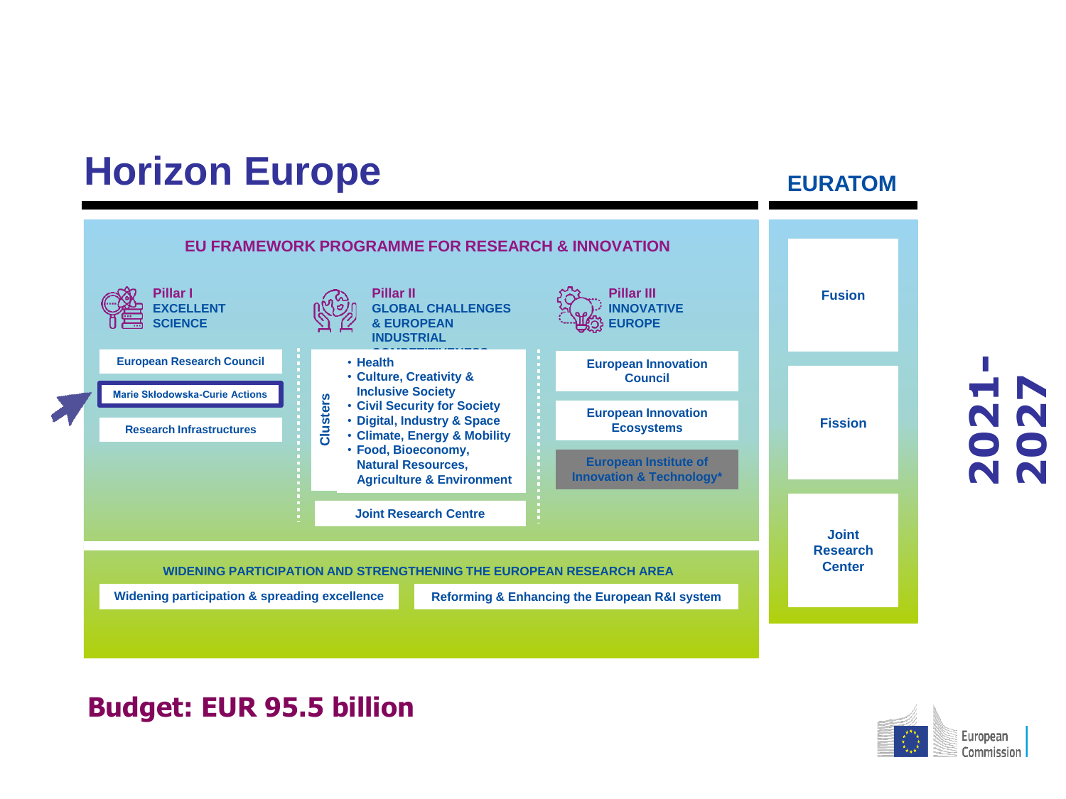# Horizon Europe

## EURATOM

### EU FRAMEWORK PROGRAMME FOR RESEARCH & INNOVATION

**Pillar I**
**EXCELLENT SCIENCE**

- European Research Council
- Marie Skłodowska-Curie Actions
- Research Infrastructures

**Pillar II**
**GLOBAL CHALLENGES & EUROPEAN INDUSTRIAL COMPETITIVENESS**

Clusters
- Health
- Culture, Creativity & Inclusive Society
- Civil Security for Society
- Digital, Industry & Space
- Climate, Energy & Mobility
- Food, Bioeconomy, Natural Resources, Agriculture & Environment

Joint Research Centre

**Pillar III**
**INNOVATIVE EUROPE**

- European Innovation Council
- European Innovation Ecosystems
- European Institute of Innovation & Technology*

**WIDENING PARTICIPATION AND STRENGTHENING THE EUROPEAN RESEARCH AREA**

- Widening participation & spreading excellence
- Reforming & Enhancing the European R&I system

**EURATOM**

- Fusion
- Fission
- Joint Research Center

**2021-2027**

**Budget: EUR 95.5 billion**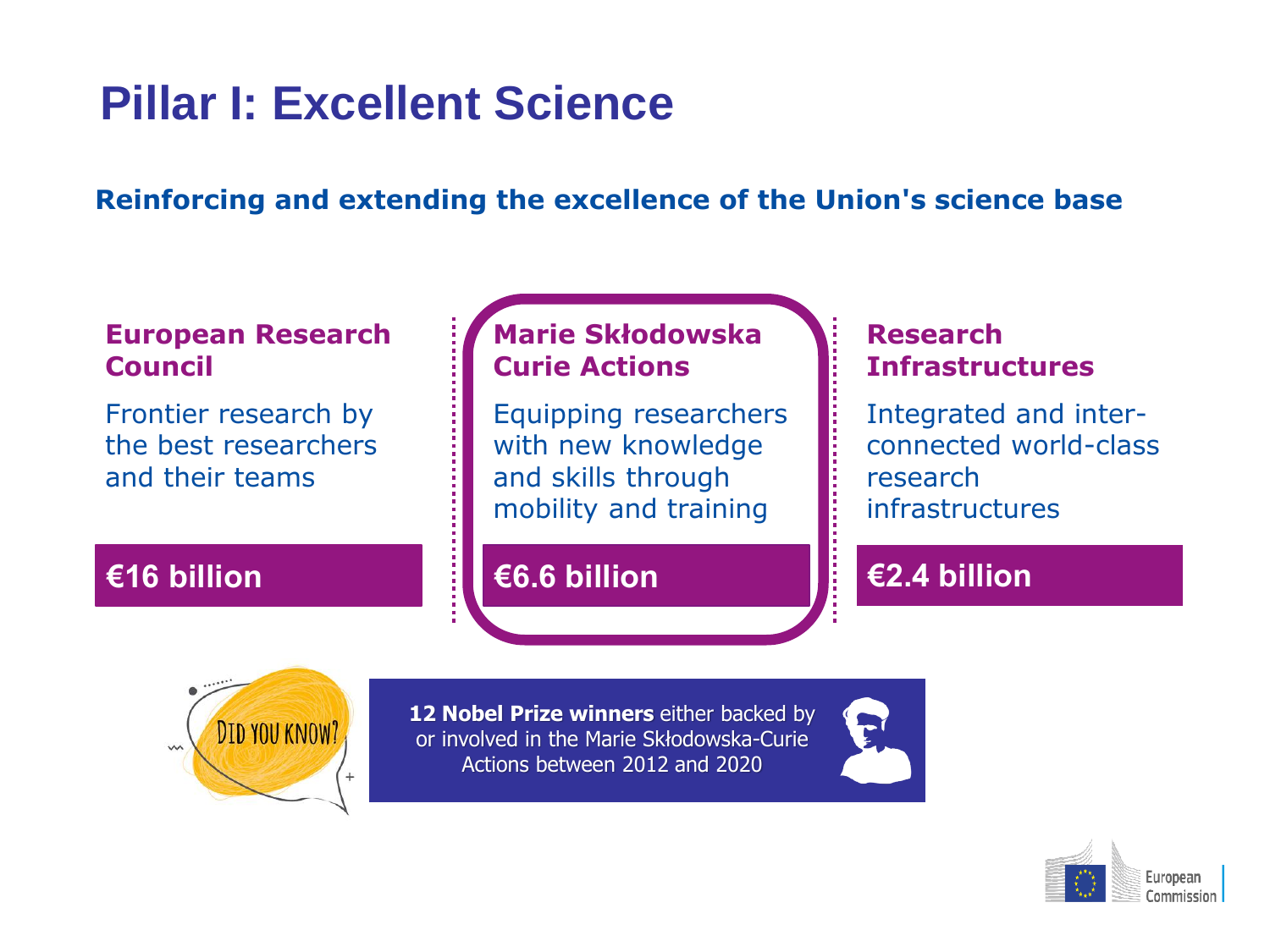# Pillar I: Excellent Science

**Reinforcing and extending the excellence of the Union's science base**

### European Research Council

Frontier research by the best researchers and their teams

**€16 billion**

### Marie Skłodowska Curie Actions

Equipping researchers with new knowledge and skills through mobility and training

**€6.6 billion**

### Research Infrastructures

Integrated and inter-connected world-class research infrastructures

**€2.4 billion**

DID YOU KNOW?

**12 Nobel Prize winners** either backed by or involved in the Marie Skłodowska-Curie Actions between 2012 and 2020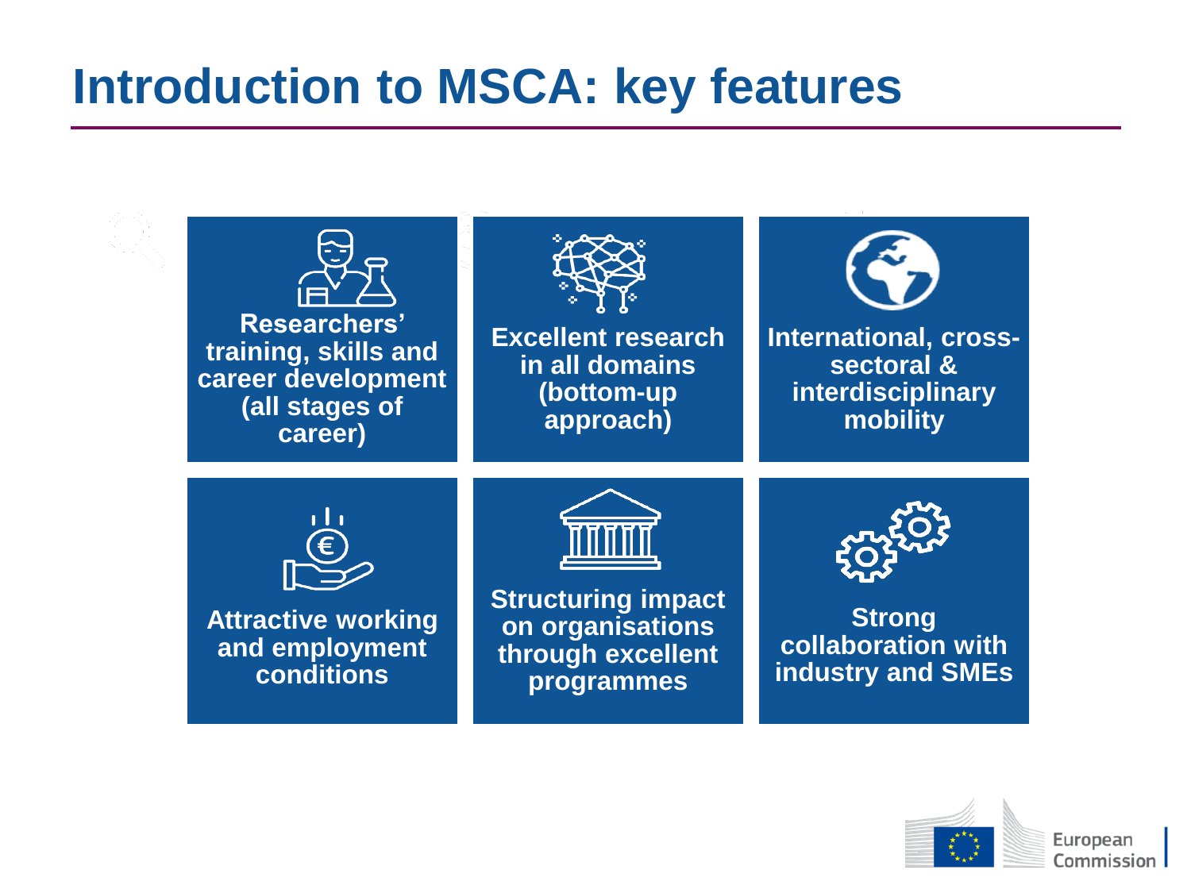# Introduction to MSCA: key features

- **Researchers' training, skills and career development (all stages of career)**
- **Excellent research in all domains (bottom-up approach)**
- **International, cross-sectoral & interdisciplinary mobility**
- **Attractive working and employment conditions**
- **Structuring impact on organisations through excellent programmes**
- **Strong collaboration with industry and SMEs**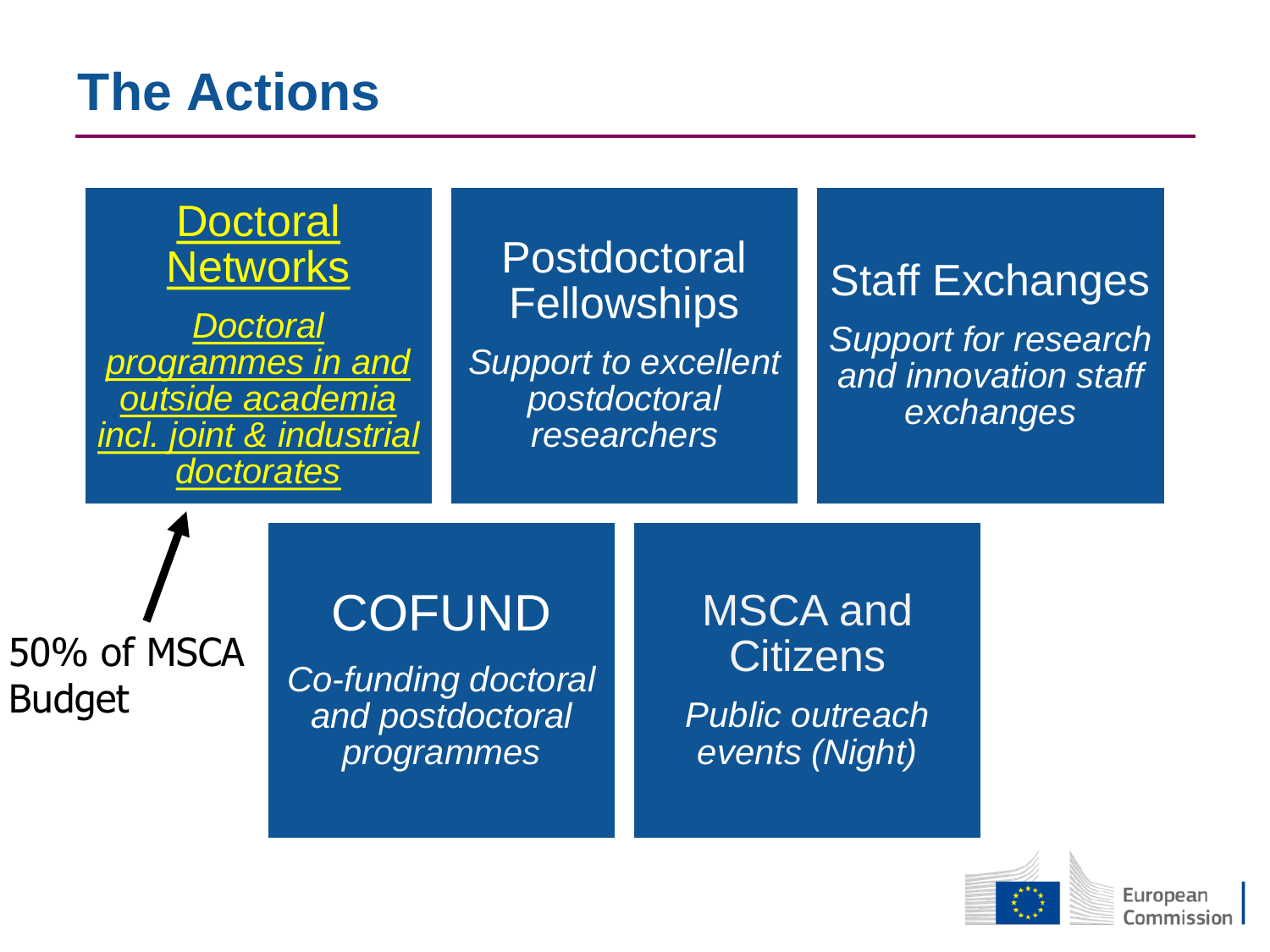# The Actions

**Doctoral Networks**

*Doctoral programmes in and outside academia incl. joint & industrial doctorates*

**Postdoctoral Fellowships**

*Support to excellent postdoctoral researchers*

**Staff Exchanges**

*Support for research and innovation staff exchanges*

50% of MSCA Budget

**COFUND**

*Co-funding doctoral and postdoctoral programmes*

**MSCA and Citizens**

*Public outreach events (Night)*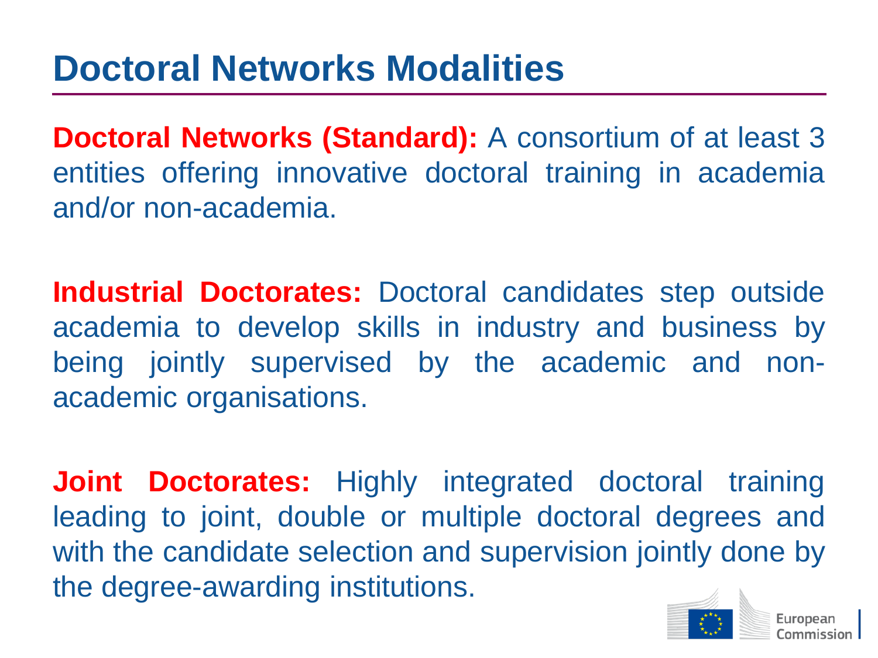# Doctoral Networks Modalities

**Doctoral Networks (Standard):** A consortium of at least 3 entities offering innovative doctoral training in academia and/or non-academia.

**Industrial Doctorates:** Doctoral candidates step outside academia to develop skills in industry and business by being jointly supervised by the academic and non-academic organisations.

**Joint Doctorates:** Highly integrated doctoral training leading to joint, double or multiple doctoral degrees and with the candidate selection and supervision jointly done by the degree-awarding institutions.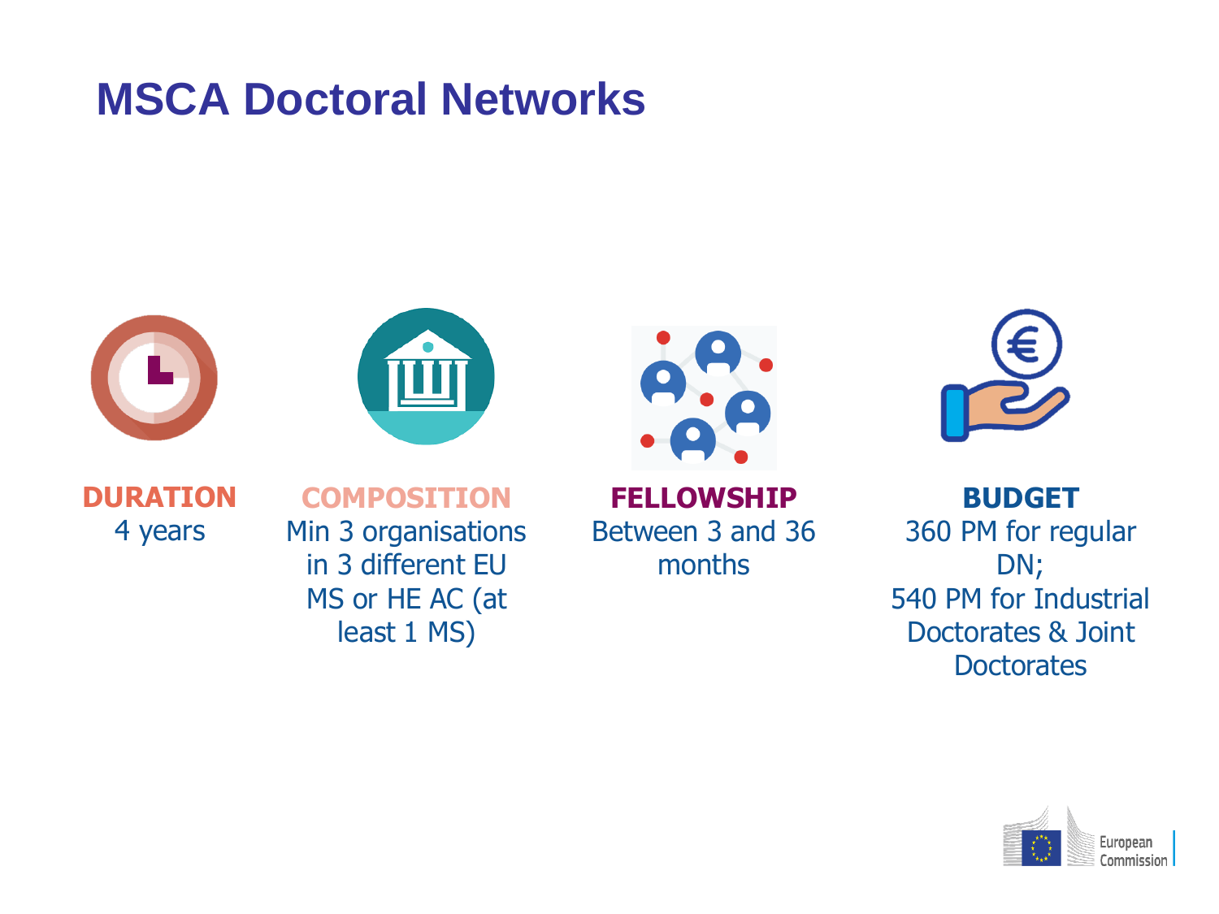# MSCA Doctoral Networks

**DURATION**
4 years

**COMPOSITION**
Min 3 organisations in 3 different EU MS or HE AC (at least 1 MS)

**FELLOWSHIP**
Between 3 and 36 months

**BUDGET**
360 PM for regular DN;
540 PM for Industrial Doctorates & Joint Doctorates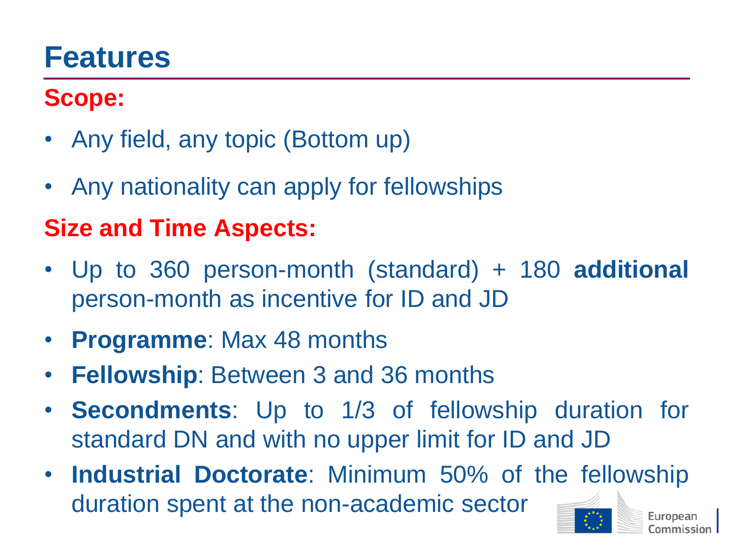# Features

## Scope:

- Any field, any topic (Bottom up)
- Any nationality can apply for fellowships

## Size and Time Aspects:

- Up to 360 person-month (standard) + 180 **additional** person-month as incentive for ID and JD
- **Programme**: Max 48 months
- **Fellowship**: Between 3 and 36 months
- **Secondments**: Up to 1/3 of fellowship duration for standard DN and with no upper limit for ID and JD
- **Industrial Doctorate**: Minimum 50% of the fellowship duration spent at the non-academic sector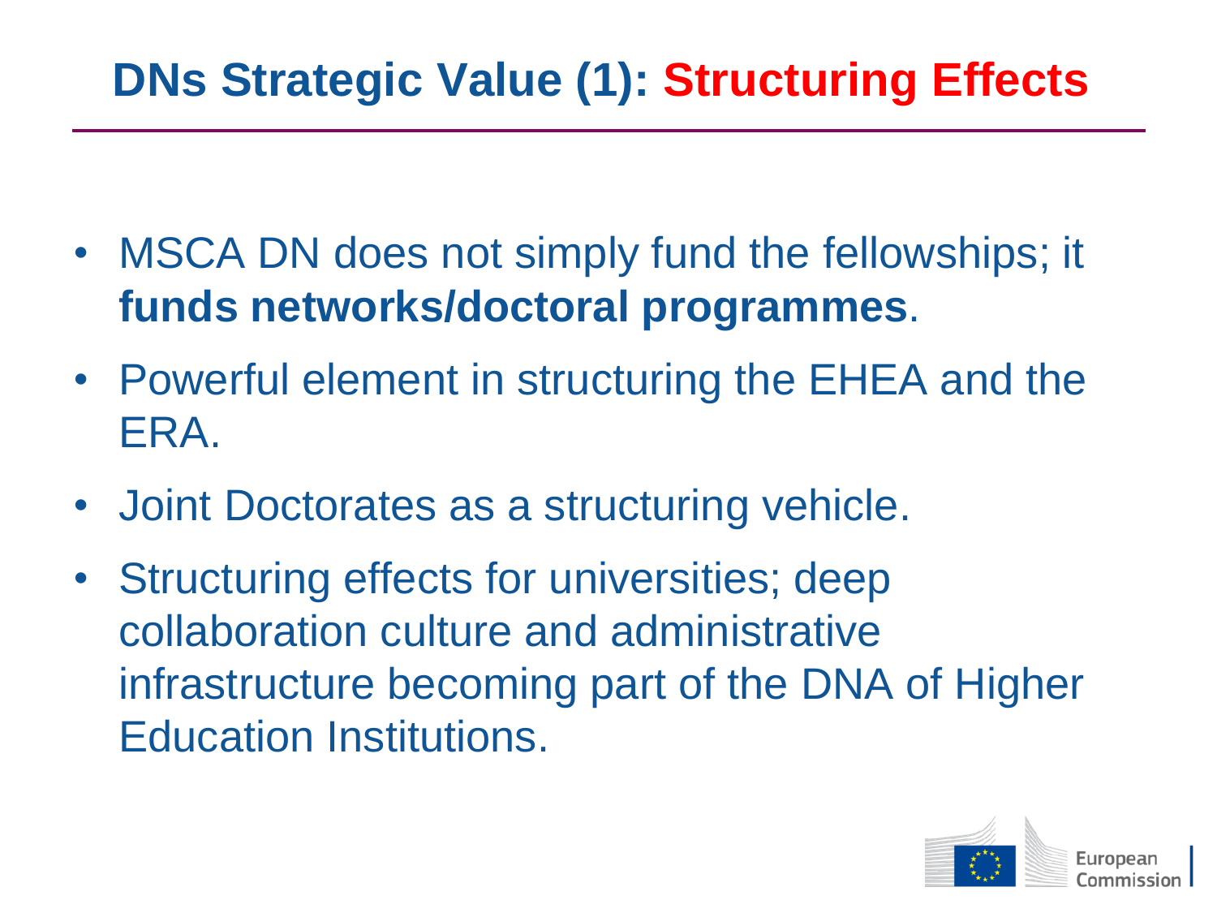# DNs Strategic Value (1): Structuring Effects

- MSCA DN does not simply fund the fellowships; it **funds networks/doctoral programmes**.
- Powerful element in structuring the EHEA and the ERA.
- Joint Doctorates as a structuring vehicle.
- Structuring effects for universities; deep collaboration culture and administrative infrastructure becoming part of the DNA of Higher Education Institutions.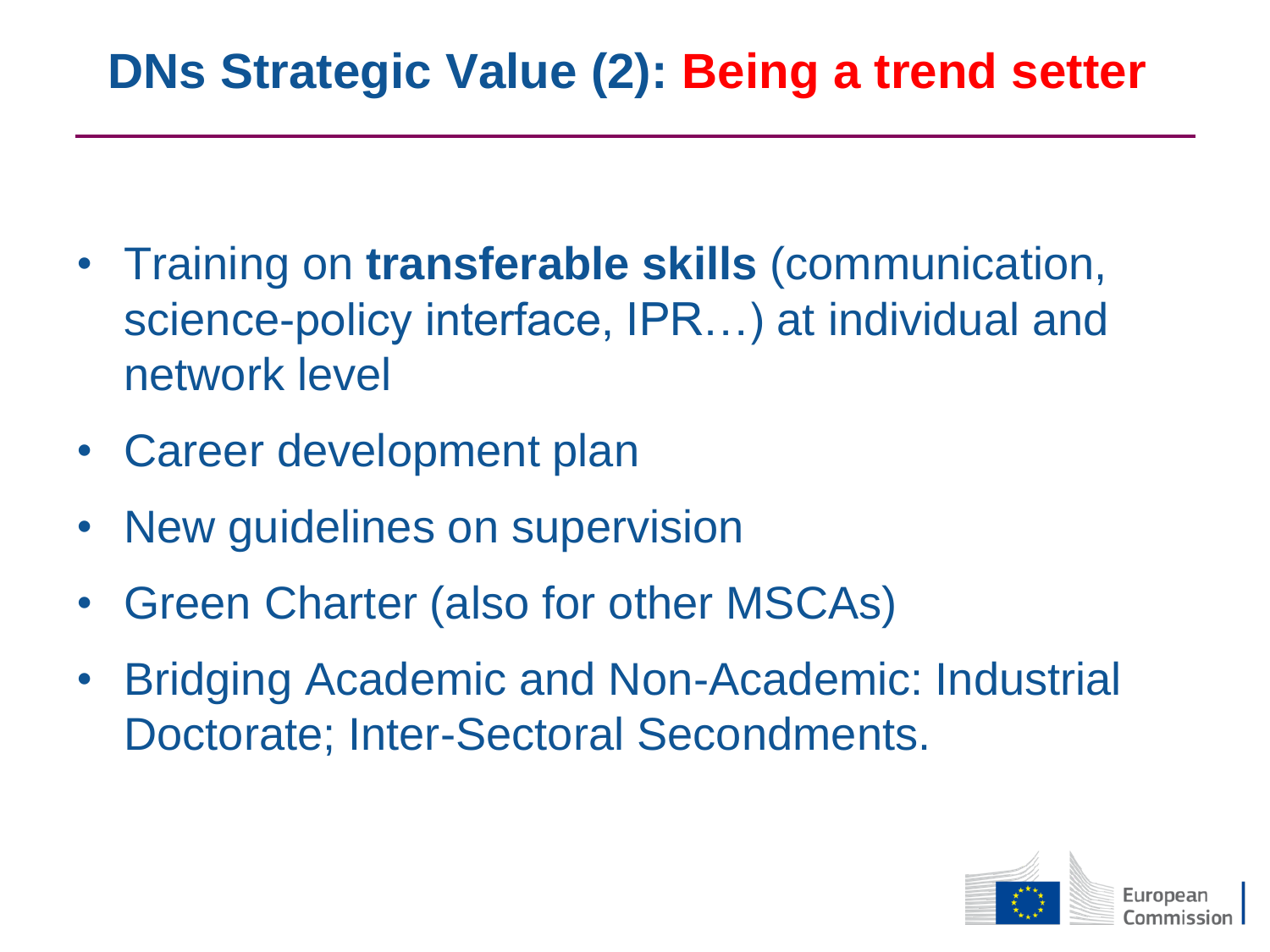# DNs Strategic Value (2): Being a trend setter

- Training on **transferable skills** (communication, science-policy interface, IPR…) at individual and network level
- Career development plan
- New guidelines on supervision
- Green Charter (also for other MSCAs)
- Bridging Academic and Non-Academic: Industrial Doctorate; Inter-Sectoral Secondments.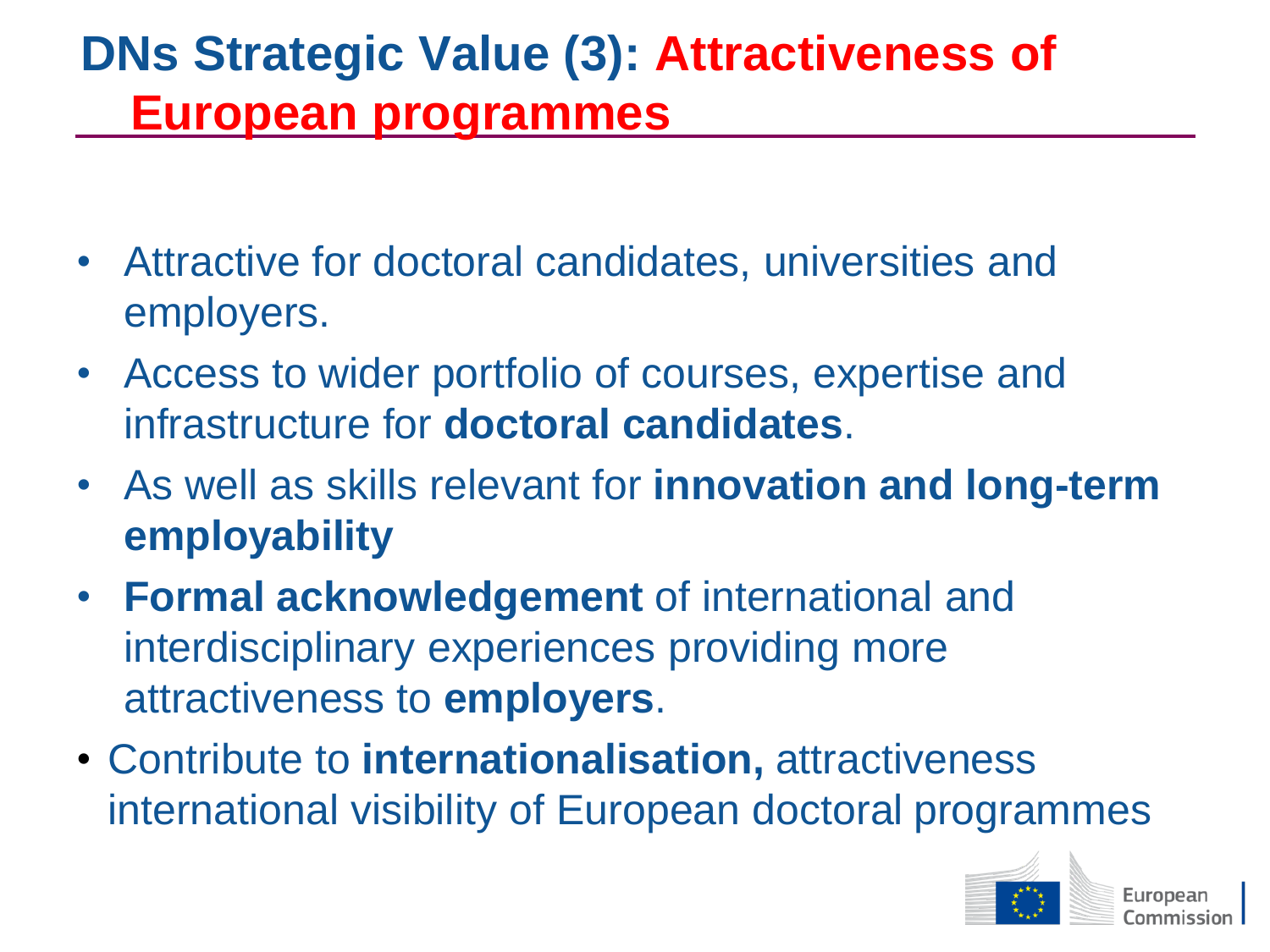# DNs Strategic Value (3): Attractiveness of European programmes

- Attractive for doctoral candidates, universities and employers.
- Access to wider portfolio of courses, expertise and infrastructure for **doctoral candidates**.
- As well as skills relevant for **innovation and long-term employability**
- **Formal acknowledgement** of international and interdisciplinary experiences providing more attractiveness to **employers**.
- Contribute to **internationalisation,** attractiveness international visibility of European doctoral programmes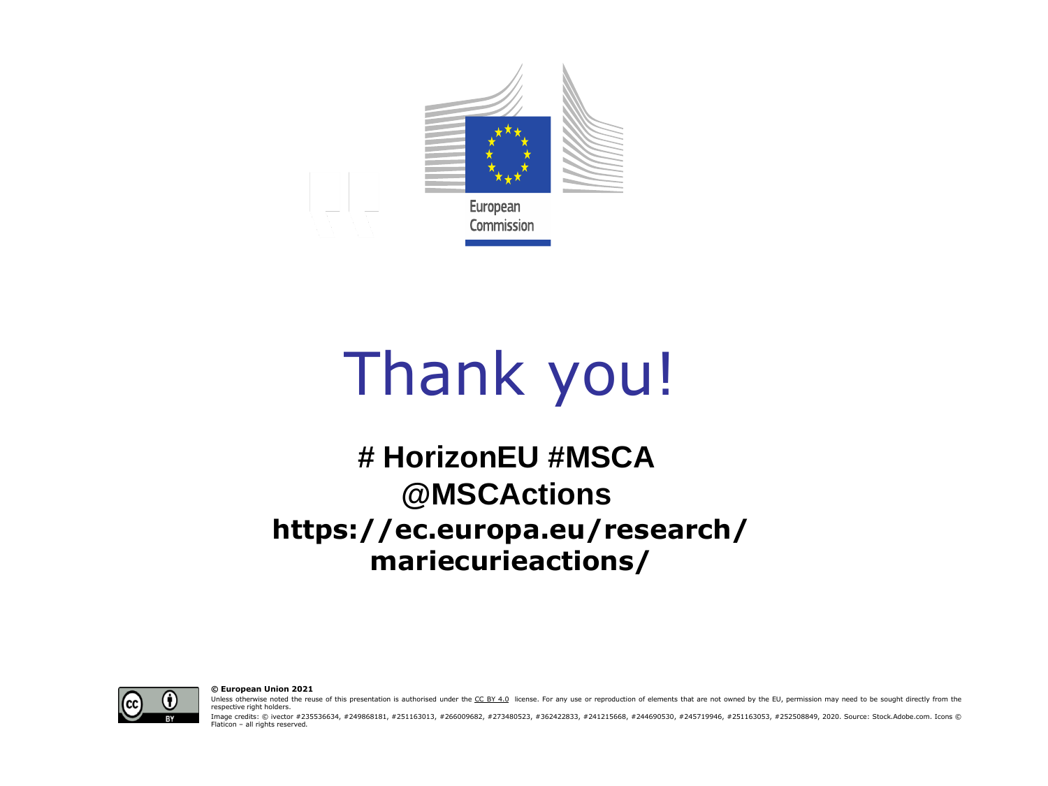European Commission

# Thank you!

**# HorizonEU #MSCA**

**@MSCActions**

**https://ec.europa.eu/research/mariecurieactions/**

**© European Union 2021**

Unless otherwise noted the reuse of this presentation is authorised under the CC BY 4.0 license. For any use or reproduction of elements that are not owned by the EU, permission may need to be sought directly from the respective right holders.

Image credits: © ivector #235536634, #249868181, #251163013, #266009682, #273480523, #362422833, #241215668, #244690530, #245719946, #251163053, #252508849, 2020. Source: Stock.Adobe.com. Icons © Flaticon – all rights reserved.